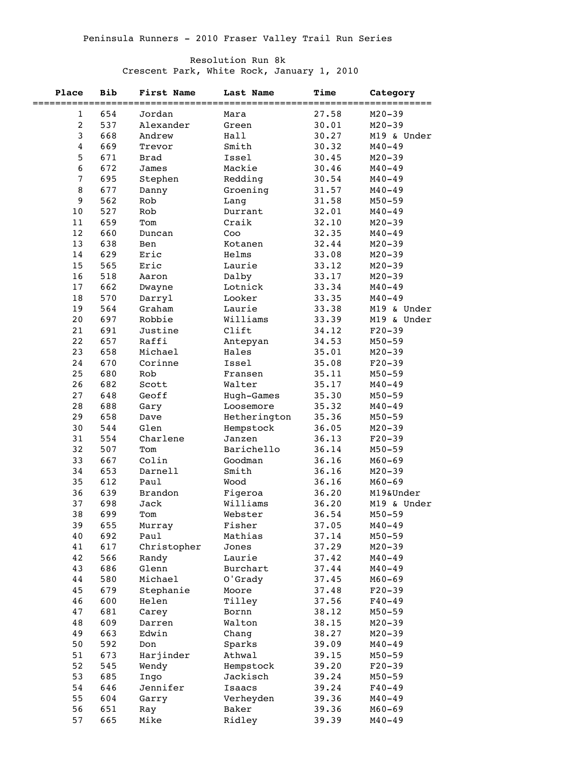Peninsula Runners - 2010 Fraser Valley Trail Run Series

Resolution Run 8k
Crescent Park, White Rock, January 1, 2010

| Place | Bib | First Name | Last Name | Time | Category |
|---|---|---|---|---|---|
| 1 | 654 | Jordan | Mara | 27.58 | M20-39 |
| 2 | 537 | Alexander | Green | 30.01 | M20-39 |
| 3 | 668 | Andrew | Hall | 30.27 | M19 & Under |
| 4 | 669 | Trevor | Smith | 30.32 | M40-49 |
| 5 | 671 | Brad | Issel | 30.45 | M20-39 |
| 6 | 672 | James | Mackie | 30.46 | M40-49 |
| 7 | 695 | Stephen | Redding | 30.54 | M40-49 |
| 8 | 677 | Danny | Groening | 31.57 | M40-49 |
| 9 | 562 | Rob | Lang | 31.58 | M50-59 |
| 10 | 527 | Rob | Durrant | 32.01 | M40-49 |
| 11 | 659 | Tom | Craik | 32.10 | M20-39 |
| 12 | 660 | Duncan | Coo | 32.35 | M40-49 |
| 13 | 638 | Ben | Kotanen | 32.44 | M20-39 |
| 14 | 629 | Eric | Helms | 33.08 | M20-39 |
| 15 | 565 | Eric | Laurie | 33.12 | M20-39 |
| 16 | 518 | Aaron | Dalby | 33.17 | M20-39 |
| 17 | 662 | Dwayne | Lotnick | 33.34 | M40-49 |
| 18 | 570 | Darryl | Looker | 33.35 | M40-49 |
| 19 | 564 | Graham | Laurie | 33.38 | M19 & Under |
| 20 | 697 | Robbie | Williams | 33.39 | M19 & Under |
| 21 | 691 | Justine | Clift | 34.12 | F20-39 |
| 22 | 657 | Raffi | Antepyan | 34.53 | M50-59 |
| 23 | 658 | Michael | Hales | 35.01 | M20-39 |
| 24 | 670 | Corinne | Issel | 35.08 | F20-39 |
| 25 | 680 | Rob | Fransen | 35.11 | M50-59 |
| 26 | 682 | Scott | Walter | 35.17 | M40-49 |
| 27 | 648 | Geoff | Hugh-Games | 35.30 | M50-59 |
| 28 | 688 | Gary | Loosemore | 35.32 | M40-49 |
| 29 | 658 | Dave | Hetherington | 35.36 | M50-59 |
| 30 | 544 | Glen | Hempstock | 36.05 | M20-39 |
| 31 | 554 | Charlene | Janzen | 36.13 | F20-39 |
| 32 | 507 | Tom | Barichello | 36.14 | M50-59 |
| 33 | 667 | Colin | Goodman | 36.16 | M60-69 |
| 34 | 653 | Darnell | Smith | 36.16 | M20-39 |
| 35 | 612 | Paul | Wood | 36.16 | M60-69 |
| 36 | 639 | Brandon | Figeroa | 36.20 | M19&Under |
| 37 | 698 | Jack | Williams | 36.20 | M19 & Under |
| 38 | 699 | Tom | Webster | 36.54 | M50-59 |
| 39 | 655 | Murray | Fisher | 37.05 | M40-49 |
| 40 | 692 | Paul | Mathias | 37.14 | M50-59 |
| 41 | 617 | Christopher | Jones | 37.29 | M20-39 |
| 42 | 566 | Randy | Laurie | 37.42 | M40-49 |
| 43 | 686 | Glenn | Burchart | 37.44 | M40-49 |
| 44 | 580 | Michael | O'Grady | 37.45 | M60-69 |
| 45 | 679 | Stephanie | Moore | 37.48 | F20-39 |
| 46 | 600 | Helen | Tilley | 37.56 | F40-49 |
| 47 | 681 | Carey | Bornn | 38.12 | M50-59 |
| 48 | 609 | Darren | Walton | 38.15 | M20-39 |
| 49 | 663 | Edwin | Chang | 38.27 | M20-39 |
| 50 | 592 | Don | Sparks | 39.09 | M40-49 |
| 51 | 673 | Harjinder | Athwal | 39.15 | M50-59 |
| 52 | 545 | Wendy | Hempstock | 39.20 | F20-39 |
| 53 | 685 | Ingo | Jackisch | 39.24 | M50-59 |
| 54 | 646 | Jennifer | Isaacs | 39.24 | F40-49 |
| 55 | 604 | Garry | Verheyden | 39.36 | M40-49 |
| 56 | 651 | Ray | Baker | 39.36 | M60-69 |
| 57 | 665 | Mike | Ridley | 39.39 | M40-49 |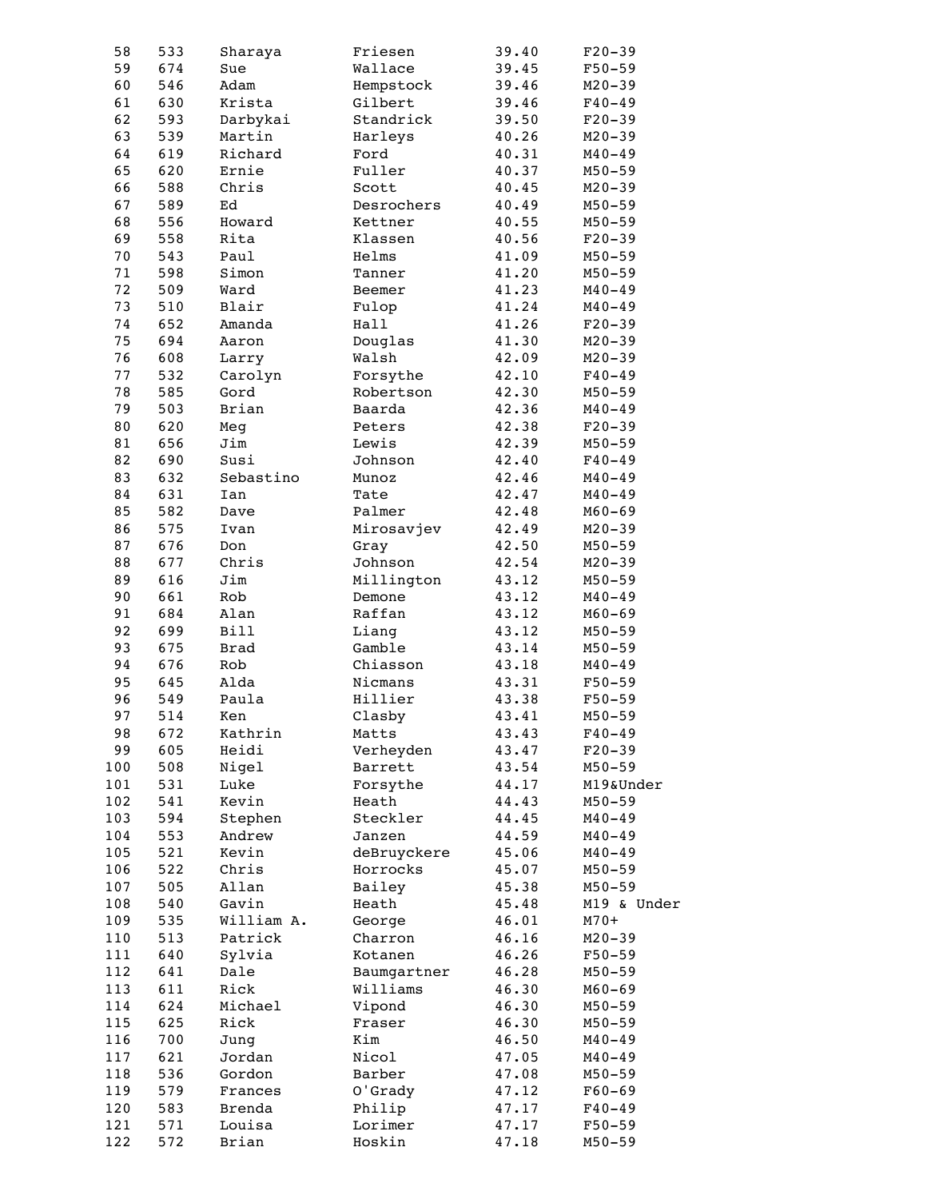| | | | | | |
|---|---|---|---|---|---|
| 58 | 533 | Sharaya | Friesen | 39.40 | F20-39 |
| 59 | 674 | Sue | Wallace | 39.45 | F50-59 |
| 60 | 546 | Adam | Hempstock | 39.46 | M20-39 |
| 61 | 630 | Krista | Gilbert | 39.46 | F40-49 |
| 62 | 593 | Darbykai | Standrick | 39.50 | F20-39 |
| 63 | 539 | Martin | Harleys | 40.26 | M20-39 |
| 64 | 619 | Richard | Ford | 40.31 | M40-49 |
| 65 | 620 | Ernie | Fuller | 40.37 | M50-59 |
| 66 | 588 | Chris | Scott | 40.45 | M20-39 |
| 67 | 589 | Ed | Desrochers | 40.49 | M50-59 |
| 68 | 556 | Howard | Kettner | 40.55 | M50-59 |
| 69 | 558 | Rita | Klassen | 40.56 | F20-39 |
| 70 | 543 | Paul | Helms | 41.09 | M50-59 |
| 71 | 598 | Simon | Tanner | 41.20 | M50-59 |
| 72 | 509 | Ward | Beemer | 41.23 | M40-49 |
| 73 | 510 | Blair | Fulop | 41.24 | M40-49 |
| 74 | 652 | Amanda | Hall | 41.26 | F20-39 |
| 75 | 694 | Aaron | Douglas | 41.30 | M20-39 |
| 76 | 608 | Larry | Walsh | 42.09 | M20-39 |
| 77 | 532 | Carolyn | Forsythe | 42.10 | F40-49 |
| 78 | 585 | Gord | Robertson | 42.30 | M50-59 |
| 79 | 503 | Brian | Baarda | 42.36 | M40-49 |
| 80 | 620 | Meg | Peters | 42.38 | F20-39 |
| 81 | 656 | Jim | Lewis | 42.39 | M50-59 |
| 82 | 690 | Susi | Johnson | 42.40 | F40-49 |
| 83 | 632 | Sebastino | Munoz | 42.46 | M40-49 |
| 84 | 631 | Ian | Tate | 42.47 | M40-49 |
| 85 | 582 | Dave | Palmer | 42.48 | M60-69 |
| 86 | 575 | Ivan | Mirosavjev | 42.49 | M20-39 |
| 87 | 676 | Don | Gray | 42.50 | M50-59 |
| 88 | 677 | Chris | Johnson | 42.54 | M20-39 |
| 89 | 616 | Jim | Millington | 43.12 | M50-59 |
| 90 | 661 | Rob | Demone | 43.12 | M40-49 |
| 91 | 684 | Alan | Raffan | 43.12 | M60-69 |
| 92 | 699 | Bill | Liang | 43.12 | M50-59 |
| 93 | 675 | Brad | Gamble | 43.14 | M50-59 |
| 94 | 676 | Rob | Chiasson | 43.18 | M40-49 |
| 95 | 645 | Alda | Nicmans | 43.31 | F50-59 |
| 96 | 549 | Paula | Hillier | 43.38 | F50-59 |
| 97 | 514 | Ken | Clasby | 43.41 | M50-59 |
| 98 | 672 | Kathrin | Matts | 43.43 | F40-49 |
| 99 | 605 | Heidi | Verheyden | 43.47 | F20-39 |
| 100 | 508 | Nigel | Barrett | 43.54 | M50-59 |
| 101 | 531 | Luke | Forsythe | 44.17 | M19&Under |
| 102 | 541 | Kevin | Heath | 44.43 | M50-59 |
| 103 | 594 | Stephen | Steckler | 44.45 | M40-49 |
| 104 | 553 | Andrew | Janzen | 44.59 | M40-49 |
| 105 | 521 | Kevin | deBruyckere | 45.06 | M40-49 |
| 106 | 522 | Chris | Horrocks | 45.07 | M50-59 |
| 107 | 505 | Allan | Bailey | 45.38 | M50-59 |
| 108 | 540 | Gavin | Heath | 45.48 | M19 & Under |
| 109 | 535 | William A. | George | 46.01 | M70+ |
| 110 | 513 | Patrick | Charron | 46.16 | M20-39 |
| 111 | 640 | Sylvia | Kotanen | 46.26 | F50-59 |
| 112 | 641 | Dale | Baumgartner | 46.28 | M50-59 |
| 113 | 611 | Rick | Williams | 46.30 | M60-69 |
| 114 | 624 | Michael | Vipond | 46.30 | M50-59 |
| 115 | 625 | Rick | Fraser | 46.30 | M50-59 |
| 116 | 700 | Jung | Kim | 46.50 | M40-49 |
| 117 | 621 | Jordan | Nicol | 47.05 | M40-49 |
| 118 | 536 | Gordon | Barber | 47.08 | M50-59 |
| 119 | 579 | Frances | O'Grady | 47.12 | F60-69 |
| 120 | 583 | Brenda | Philip | 47.17 | F40-49 |
| 121 | 571 | Louisa | Lorimer | 47.17 | F50-59 |
| 122 | 572 | Brian | Hoskin | 47.18 | M50-59 |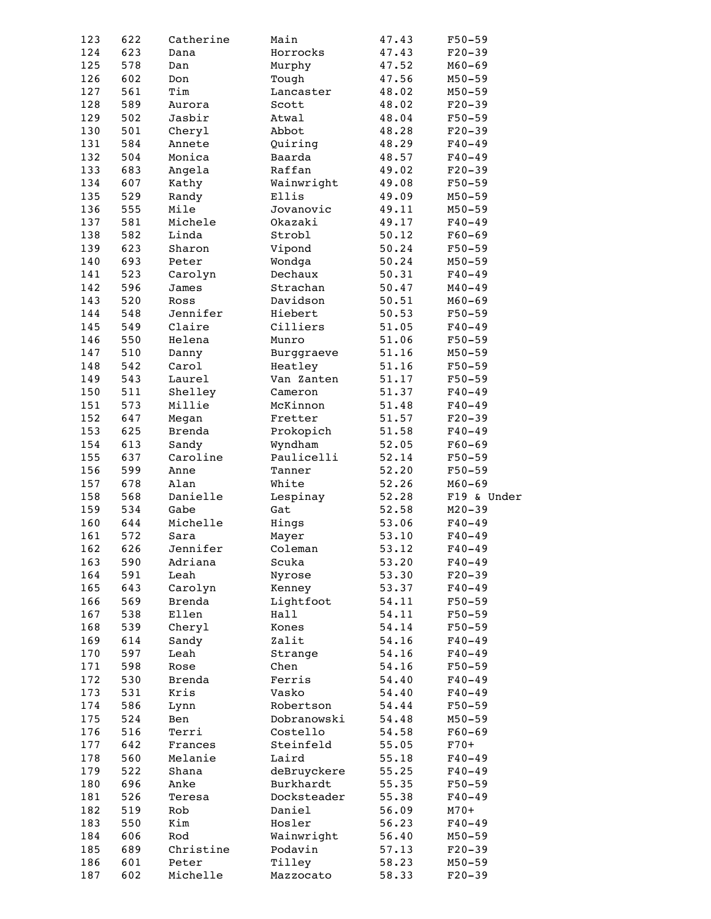| | | | | | |
|---|---|---|---|---|---|
| 123 | 622 | Catherine | Main | 47.43 | F50-59 |
| 124 | 623 | Dana | Horrocks | 47.43 | F20-39 |
| 125 | 578 | Dan | Murphy | 47.52 | M60-69 |
| 126 | 602 | Don | Tough | 47.56 | M50-59 |
| 127 | 561 | Tim | Lancaster | 48.02 | M50-59 |
| 128 | 589 | Aurora | Scott | 48.02 | F20-39 |
| 129 | 502 | Jasbir | Atwal | 48.04 | F50-59 |
| 130 | 501 | Cheryl | Abbot | 48.28 | F20-39 |
| 131 | 584 | Annete | Quiring | 48.29 | F40-49 |
| 132 | 504 | Monica | Baarda | 48.57 | F40-49 |
| 133 | 683 | Angela | Raffan | 49.02 | F20-39 |
| 134 | 607 | Kathy | Wainwright | 49.08 | F50-59 |
| 135 | 529 | Randy | Ellis | 49.09 | M50-59 |
| 136 | 555 | Mile | Jovanovic | 49.11 | M50-59 |
| 137 | 581 | Michele | Okazaki | 49.17 | F40-49 |
| 138 | 582 | Linda | Strobl | 50.12 | F60-69 |
| 139 | 623 | Sharon | Vipond | 50.24 | F50-59 |
| 140 | 693 | Peter | Wondga | 50.24 | M50-59 |
| 141 | 523 | Carolyn | Dechaux | 50.31 | F40-49 |
| 142 | 596 | James | Strachan | 50.47 | M40-49 |
| 143 | 520 | Ross | Davidson | 50.51 | M60-69 |
| 144 | 548 | Jennifer | Hiebert | 50.53 | F50-59 |
| 145 | 549 | Claire | Cilliers | 51.05 | F40-49 |
| 146 | 550 | Helena | Munro | 51.06 | F50-59 |
| 147 | 510 | Danny | Burggraeve | 51.16 | M50-59 |
| 148 | 542 | Carol | Heatley | 51.16 | F50-59 |
| 149 | 543 | Laurel | Van Zanten | 51.17 | F50-59 |
| 150 | 511 | Shelley | Cameron | 51.37 | F40-49 |
| 151 | 573 | Millie | McKinnon | 51.48 | F40-49 |
| 152 | 647 | Megan | Fretter | 51.57 | F20-39 |
| 153 | 625 | Brenda | Prokopich | 51.58 | F40-49 |
| 154 | 613 | Sandy | Wyndham | 52.05 | F60-69 |
| 155 | 637 | Caroline | Paulicelli | 52.14 | F50-59 |
| 156 | 599 | Anne | Tanner | 52.20 | F50-59 |
| 157 | 678 | Alan | White | 52.26 | M60-69 |
| 158 | 568 | Danielle | Lespinay | 52.28 | F19 & Under |
| 159 | 534 | Gabe | Gat | 52.58 | M20-39 |
| 160 | 644 | Michelle | Hings | 53.06 | F40-49 |
| 161 | 572 | Sara | Mayer | 53.10 | F40-49 |
| 162 | 626 | Jennifer | Coleman | 53.12 | F40-49 |
| 163 | 590 | Adriana | Scuka | 53.20 | F40-49 |
| 164 | 591 | Leah | Nyrose | 53.30 | F20-39 |
| 165 | 643 | Carolyn | Kenney | 53.37 | F40-49 |
| 166 | 569 | Brenda | Lightfoot | 54.11 | F50-59 |
| 167 | 538 | Ellen | Hall | 54.11 | F50-59 |
| 168 | 539 | Cheryl | Kones | 54.14 | F50-59 |
| 169 | 614 | Sandy | Zalit | 54.16 | F40-49 |
| 170 | 597 | Leah | Strange | 54.16 | F40-49 |
| 171 | 598 | Rose | Chen | 54.16 | F50-59 |
| 172 | 530 | Brenda | Ferris | 54.40 | F40-49 |
| 173 | 531 | Kris | Vasko | 54.40 | F40-49 |
| 174 | 586 | Lynn | Robertson | 54.44 | F50-59 |
| 175 | 524 | Ben | Dobranowski | 54.48 | M50-59 |
| 176 | 516 | Terri | Costello | 54.58 | F60-69 |
| 177 | 642 | Frances | Steinfeld | 55.05 | F70+ |
| 178 | 560 | Melanie | Laird | 55.18 | F40-49 |
| 179 | 522 | Shana | deBruyckere | 55.25 | F40-49 |
| 180 | 696 | Anke | Burkhardt | 55.35 | F50-59 |
| 181 | 526 | Teresa | Docksteader | 55.38 | F40-49 |
| 182 | 519 | Rob | Daniel | 56.09 | M70+ |
| 183 | 550 | Kim | Hosler | 56.23 | F40-49 |
| 184 | 606 | Rod | Wainwright | 56.40 | M50-59 |
| 185 | 689 | Christine | Podavin | 57.13 | F20-39 |
| 186 | 601 | Peter | Tilley | 58.23 | M50-59 |
| 187 | 602 | Michelle | Mazzocato | 58.33 | F20-39 |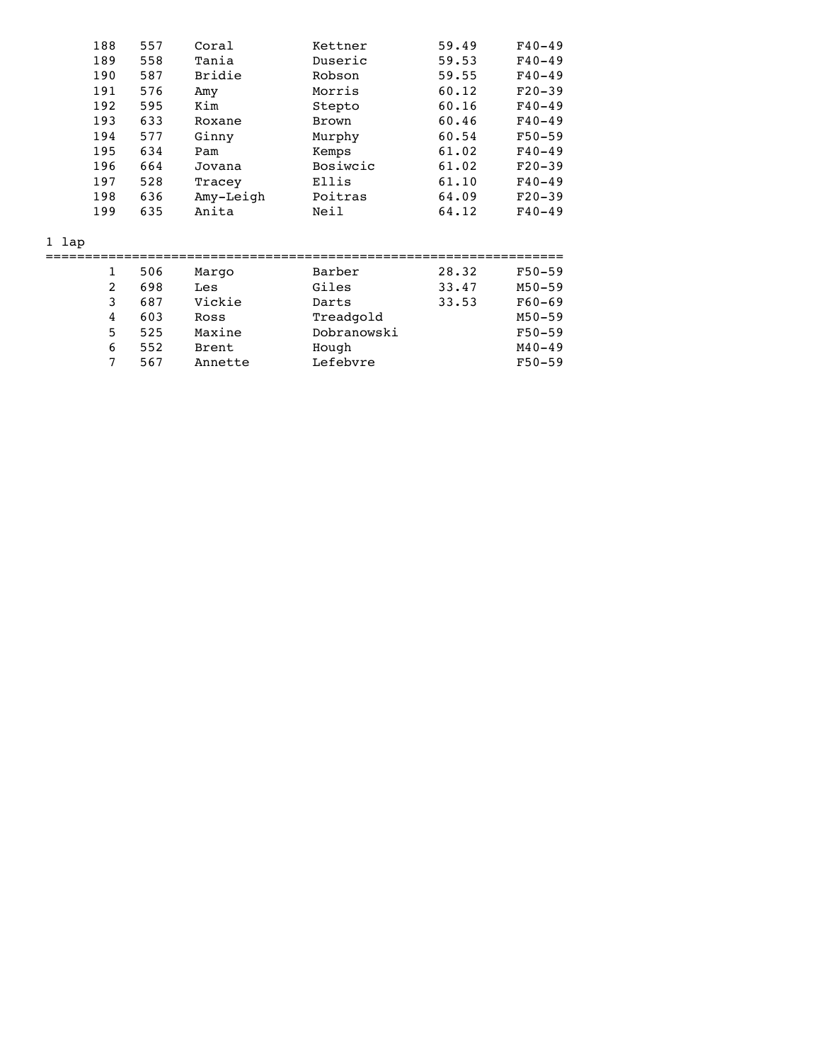| | | | | | |
|---|---|---|---|---|---|
| 188 | 557 | Coral | Kettner | 59.49 | F40-49 |
| 189 | 558 | Tania | Duseric | 59.53 | F40-49 |
| 190 | 587 | Bridie | Robson | 59.55 | F40-49 |
| 191 | 576 | Amy | Morris | 60.12 | F20-39 |
| 192 | 595 | Kim | Stepto | 60.16 | F40-49 |
| 193 | 633 | Roxane | Brown | 60.46 | F40-49 |
| 194 | 577 | Ginny | Murphy | 60.54 | F50-59 |
| 195 | 634 | Pam | Kemps | 61.02 | F40-49 |
| 196 | 664 | Jovana | Bosiwcic | 61.02 | F20-39 |
| 197 | 528 | Tracey | Ellis | 61.10 | F40-49 |
| 198 | 636 | Amy-Leigh | Poitras | 64.09 | F20-39 |
| 199 | 635 | Anita | Neil | 64.12 | F40-49 |

1 lap

| | | | | | |
|---|---|---|---|---|---|
| 1 | 506 | Margo | Barber | 28.32 | F50-59 |
| 2 | 698 | Les | Giles | 33.47 | M50-59 |
| 3 | 687 | Vickie | Darts | 33.53 | F60-69 |
| 4 | 603 | Ross | Treadgold | | M50-59 |
| 5 | 525 | Maxine | Dobranowski | | F50-59 |
| 6 | 552 | Brent | Hough | | M40-49 |
| 7 | 567 | Annette | Lefebvre | | F50-59 |